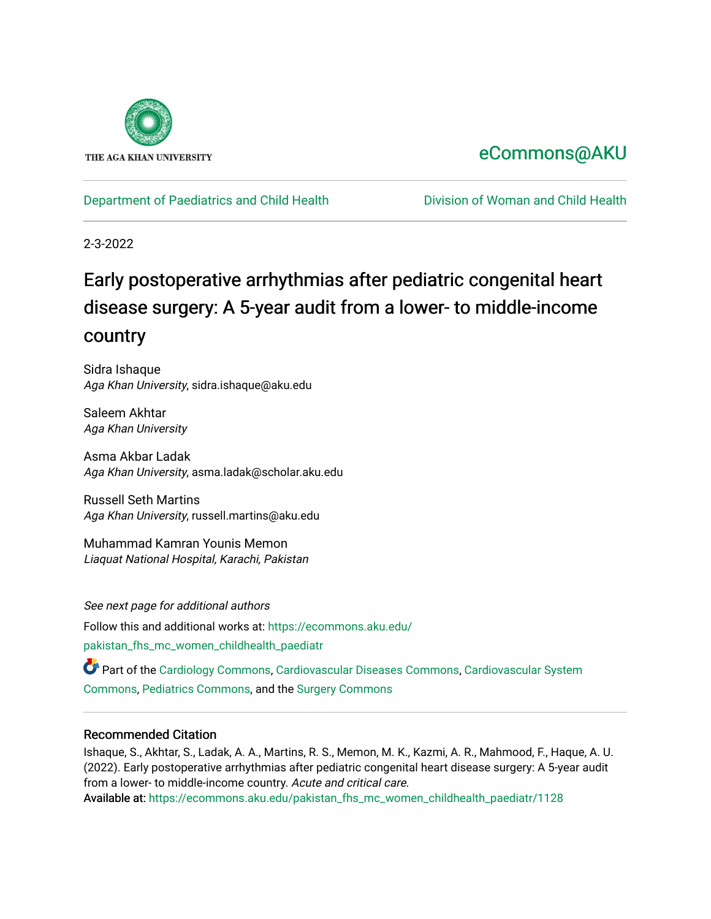THE AGA KHAN UNIVERSITY

eCommons@AKU

Department of Paediatrics and Child Health | Division of Woman and Child Health

2-3-2022

# Early postoperative arrhythmias after pediatric congenital heart disease surgery: A 5-year audit from a lower- to middle-income country

Sidra Ishaque
*Aga Khan University*, sidra.ishaque@aku.edu

Saleem Akhtar
*Aga Khan University*

Asma Akbar Ladak
*Aga Khan University*, asma.ladak@scholar.aku.edu

Russell Seth Martins
*Aga Khan University*, russell.martins@aku.edu

Muhammad Kamran Younis Memon
*Liaquat National Hospital, Karachi, Pakistan*

*See next page for additional authors*

Follow this and additional works at: https://ecommons.aku.edu/pakistan_fhs_mc_women_childhealth_paediatr

Part of the Cardiology Commons, Cardiovascular Diseases Commons, Cardiovascular System Commons, Pediatrics Commons, and the Surgery Commons

### Recommended Citation

Ishaque, S., Akhtar, S., Ladak, A. A., Martins, R. S., Memon, M. K., Kazmi, A. R., Mahmood, F., Haque, A. U. (2022). Early postoperative arrhythmias after pediatric congenital heart disease surgery: A 5-year audit from a lower- to middle-income country. *Acute and critical care*.

Available at: https://ecommons.aku.edu/pakistan_fhs_mc_women_childhealth_paediatr/1128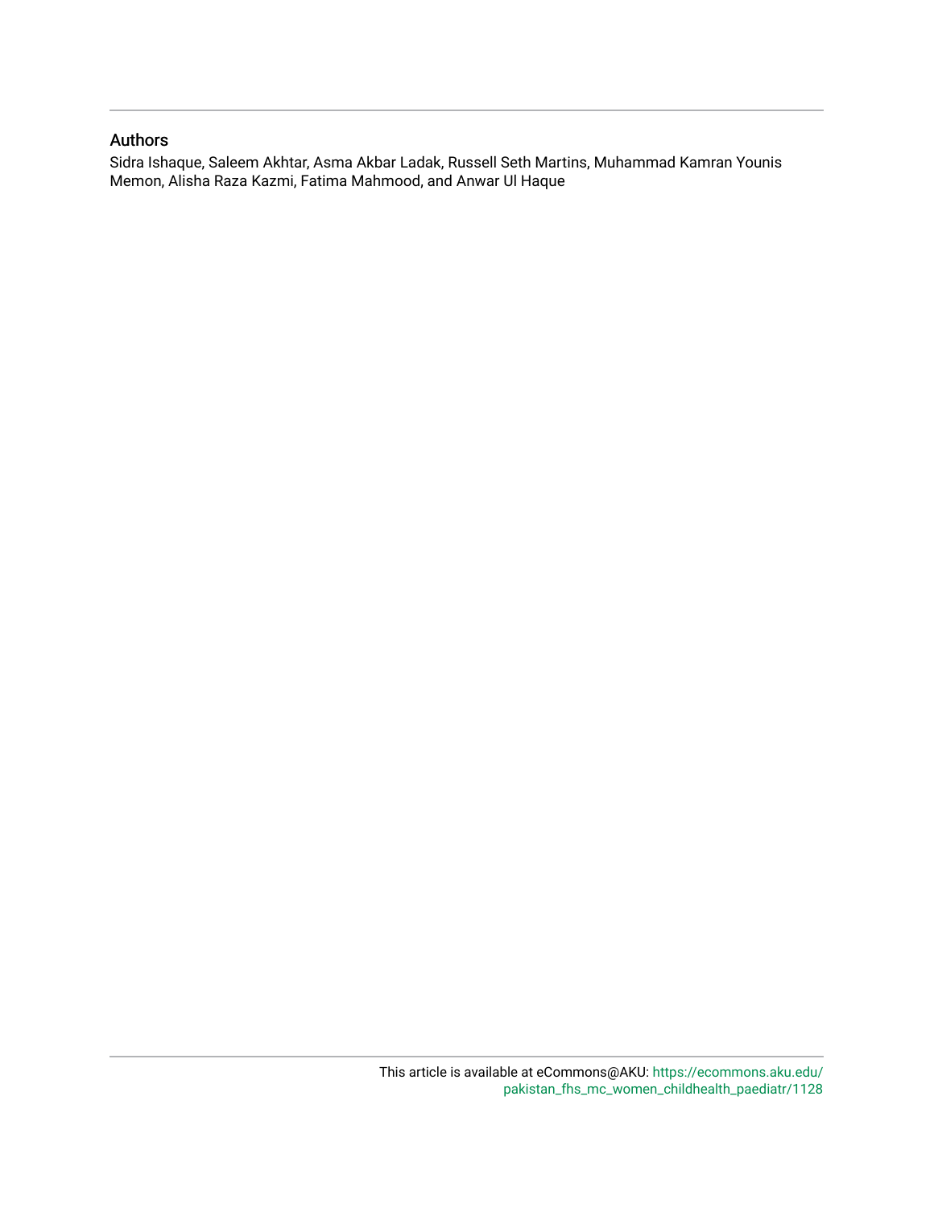## Authors

Sidra Ishaque, Saleem Akhtar, Asma Akbar Ladak, Russell Seth Martins, Muhammad Kamran Younis Memon, Alisha Raza Kazmi, Fatima Mahmood, and Anwar Ul Haque

This article is available at eCommons@AKU: https://ecommons.aku.edu/pakistan_fhs_mc_women_childhealth_paediatr/1128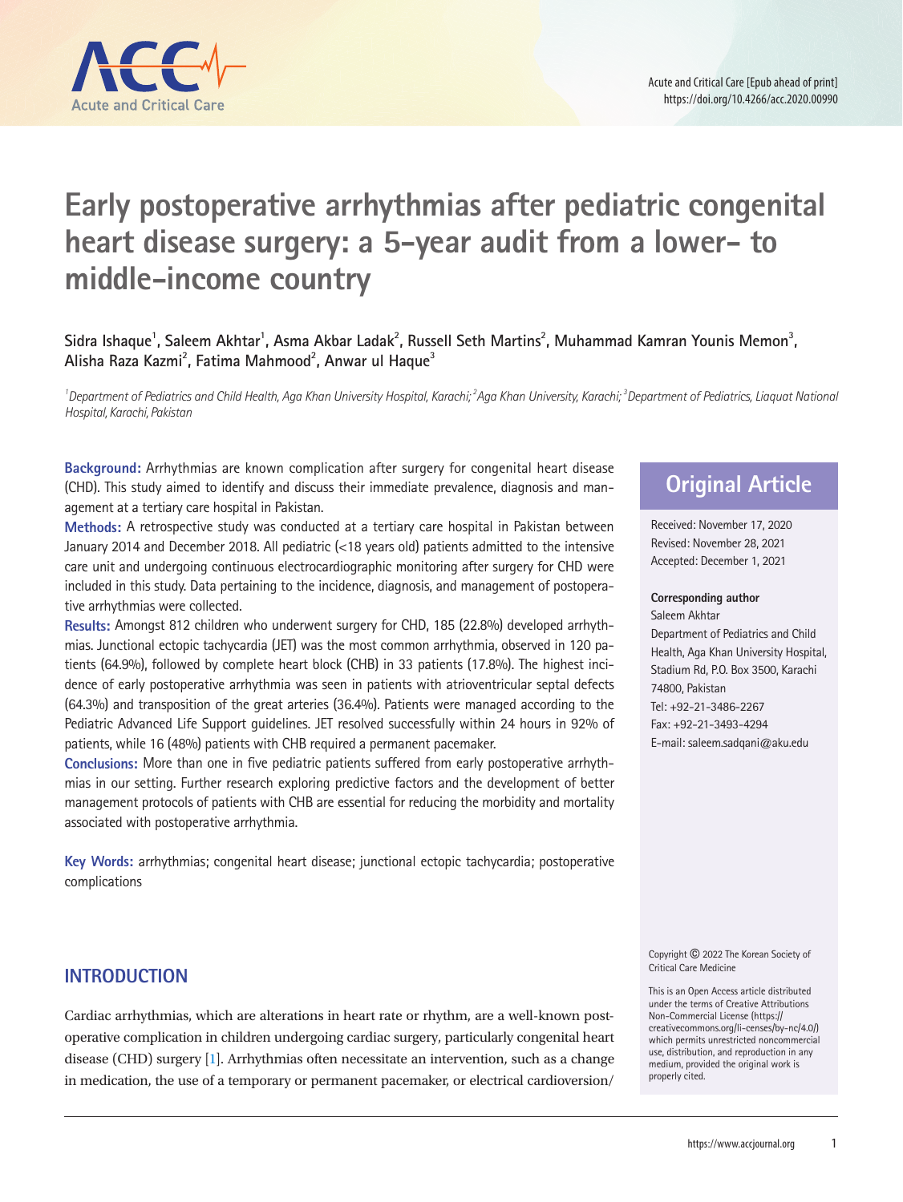# Early postoperative arrhythmias after pediatric congenital heart disease surgery: a 5-year audit from a lower- to middle-income country

Sidra Ishaque[1], Saleem Akhtar[1], Asma Akbar Ladak[2], Russell Seth Martins[2], Muhammad Kamran Younis Memon[3], Alisha Raza Kazmi[2], Fatima Mahmood[2], Anwar ul Haque[3]

*[1]Department of Pediatrics and Child Health, Aga Khan University Hospital, Karachi; [2]Aga Khan University, Karachi; [3]Department of Pediatrics, Liaquat National Hospital, Karachi, Pakistan*

**Background:** Arrhythmias are known complication after surgery for congenital heart disease (CHD). This study aimed to identify and discuss their immediate prevalence, diagnosis and management at a tertiary care hospital in Pakistan.

**Methods:** A retrospective study was conducted at a tertiary care hospital in Pakistan between January 2014 and December 2018. All pediatric (<18 years old) patients admitted to the intensive care unit and undergoing continuous electrocardiographic monitoring after surgery for CHD were included in this study. Data pertaining to the incidence, diagnosis, and management of postoperative arrhythmias were collected.

**Results:** Amongst 812 children who underwent surgery for CHD, 185 (22.8%) developed arrhythmias. Junctional ectopic tachycardia (JET) was the most common arrhythmia, observed in 120 patients (64.9%), followed by complete heart block (CHB) in 33 patients (17.8%). The highest incidence of early postoperative arrhythmia was seen in patients with atrioventricular septal defects (64.3%) and transposition of the great arteries (36.4%). Patients were managed according to the Pediatric Advanced Life Support guidelines. JET resolved successfully within 24 hours in 92% of patients, while 16 (48%) patients with CHB required a permanent pacemaker.

**Conclusions:** More than one in five pediatric patients suffered from early postoperative arrhythmias in our setting. Further research exploring predictive factors and the development of better management protocols of patients with CHB are essential for reducing the morbidity and mortality associated with postoperative arrhythmia.

**Key Words:** arrhythmias; congenital heart disease; junctional ectopic tachycardia; postoperative complications

**Original Article**

Received: November 17, 2020
Revised: November 28, 2021
Accepted: December 1, 2021

**Corresponding author**
Saleem Akhtar
Department of Pediatrics and Child Health, Aga Khan University Hospital, Stadium Rd, P.O. Box 3500, Karachi 74800, Pakistan
Tel: +92-21-3486-2267
Fax: +92-21-3493-4294
E-mail: saleem.sadqani@aku.edu

Copyright © 2022 The Korean Society of Critical Care Medicine

This is an Open Access article distributed under the terms of Creative Attributions Non-Commercial License (https://creativecommons.org/li-censes/by-nc/4.0/) which permits unrestricted noncommercial use, distribution, and reproduction in any medium, provided the original work is properly cited.

## INTRODUCTION

Cardiac arrhythmias, which are alterations in heart rate or rhythm, are a well-known postoperative complication in children undergoing cardiac surgery, particularly congenital heart disease (CHD) surgery [1]. Arrhythmias often necessitate an intervention, such as a change in medication, the use of a temporary or permanent pacemaker, or electrical cardioversion/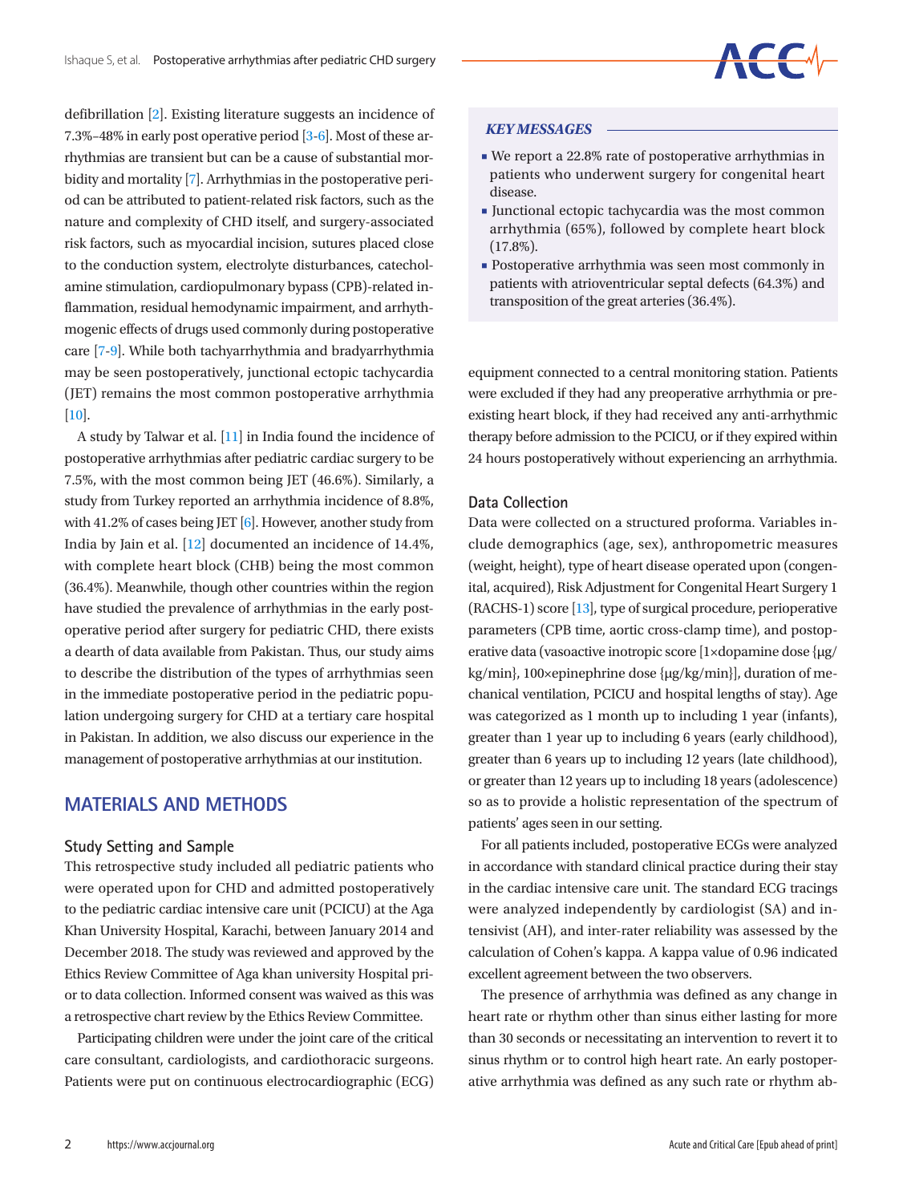defibrillation [2]. Existing literature suggests an incidence of 7.3%–48% in early post operative period [3-6]. Most of these arrhythmias are transient but can be a cause of substantial morbidity and mortality [7]. Arrhythmias in the postoperative period can be attributed to patient-related risk factors, such as the nature and complexity of CHD itself, and surgery-associated risk factors, such as myocardial incision, sutures placed close to the conduction system, electrolyte disturbances, catecholamine stimulation, cardiopulmonary bypass (CPB)-related inflammation, residual hemodynamic impairment, and arrhythmogenic effects of drugs used commonly during postoperative care [7-9]. While both tachyarrhythmia and bradyarrhythmia may be seen postoperatively, junctional ectopic tachycardia (JET) remains the most common postoperative arrhythmia [10].

A study by Talwar et al. [11] in India found the incidence of postoperative arrhythmias after pediatric cardiac surgery to be 7.5%, with the most common being JET (46.6%). Similarly, a study from Turkey reported an arrhythmia incidence of 8.8%, with 41.2% of cases being JET [6]. However, another study from India by Jain et al. [12] documented an incidence of 14.4%, with complete heart block (CHB) being the most common (36.4%). Meanwhile, though other countries within the region have studied the prevalence of arrhythmias in the early postoperative period after surgery for pediatric CHD, there exists a dearth of data available from Pakistan. Thus, our study aims to describe the distribution of the types of arrhythmias seen in the immediate postoperative period in the pediatric population undergoing surgery for CHD at a tertiary care hospital in Pakistan. In addition, we also discuss our experience in the management of postoperative arrhythmias at our institution.

> ***KEY MESSAGES***
>
> - We report a 22.8% rate of postoperative arrhythmias in patients who underwent surgery for congenital heart disease.
> - Junctional ectopic tachycardia was the most common arrhythmia (65%), followed by complete heart block (17.8%).
> - Postoperative arrhythmia was seen most commonly in patients with atrioventricular septal defects (64.3%) and transposition of the great arteries (36.4%).

## MATERIALS AND METHODS

### Study Setting and Sample

This retrospective study included all pediatric patients who were operated upon for CHD and admitted postoperatively to the pediatric cardiac intensive care unit (PCICU) at the Aga Khan University Hospital, Karachi, between January 2014 and December 2018. The study was reviewed and approved by the Ethics Review Committee of Aga khan university Hospital prior to data collection. Informed consent was waived as this was a retrospective chart review by the Ethics Review Committee.

Participating children were under the joint care of the critical care consultant, cardiologists, and cardiothoracic surgeons. Patients were put on continuous electrocardiographic (ECG) equipment connected to a central monitoring station. Patients were excluded if they had any preoperative arrhythmia or preexisting heart block, if they had received any anti-arrhythmic therapy before admission to the PCICU, or if they expired within 24 hours postoperatively without experiencing an arrhythmia.

### Data Collection

Data were collected on a structured proforma. Variables include demographics (age, sex), anthropometric measures (weight, height), type of heart disease operated upon (congenital, acquired), Risk Adjustment for Congenital Heart Surgery 1 (RACHS-1) score [13], type of surgical procedure, perioperative parameters (CPB time, aortic cross-clamp time), and postoperative data (vasoactive inotropic score [1×dopamine dose {μg/kg/min}, 100×epinephrine dose {μg/kg/min}], duration of mechanical ventilation, PCICU and hospital lengths of stay). Age was categorized as 1 month up to including 1 year (infants), greater than 1 year up to including 6 years (early childhood), greater than 6 years up to including 12 years (late childhood), or greater than 12 years up to including 18 years (adolescence) so as to provide a holistic representation of the spectrum of patients' ages seen in our setting.

For all patients included, postoperative ECGs were analyzed in accordance with standard clinical practice during their stay in the cardiac intensive care unit. The standard ECG tracings were analyzed independently by cardiologist (SA) and intensivist (AH), and inter-rater reliability was assessed by the calculation of Cohen's kappa. A kappa value of 0.96 indicated excellent agreement between the two observers.

The presence of arrhythmia was defined as any change in heart rate or rhythm other than sinus either lasting for more than 30 seconds or necessitating an intervention to revert it to sinus rhythm or to control high heart rate. An early postoperative arrhythmia was defined as any such rate or rhythm ab-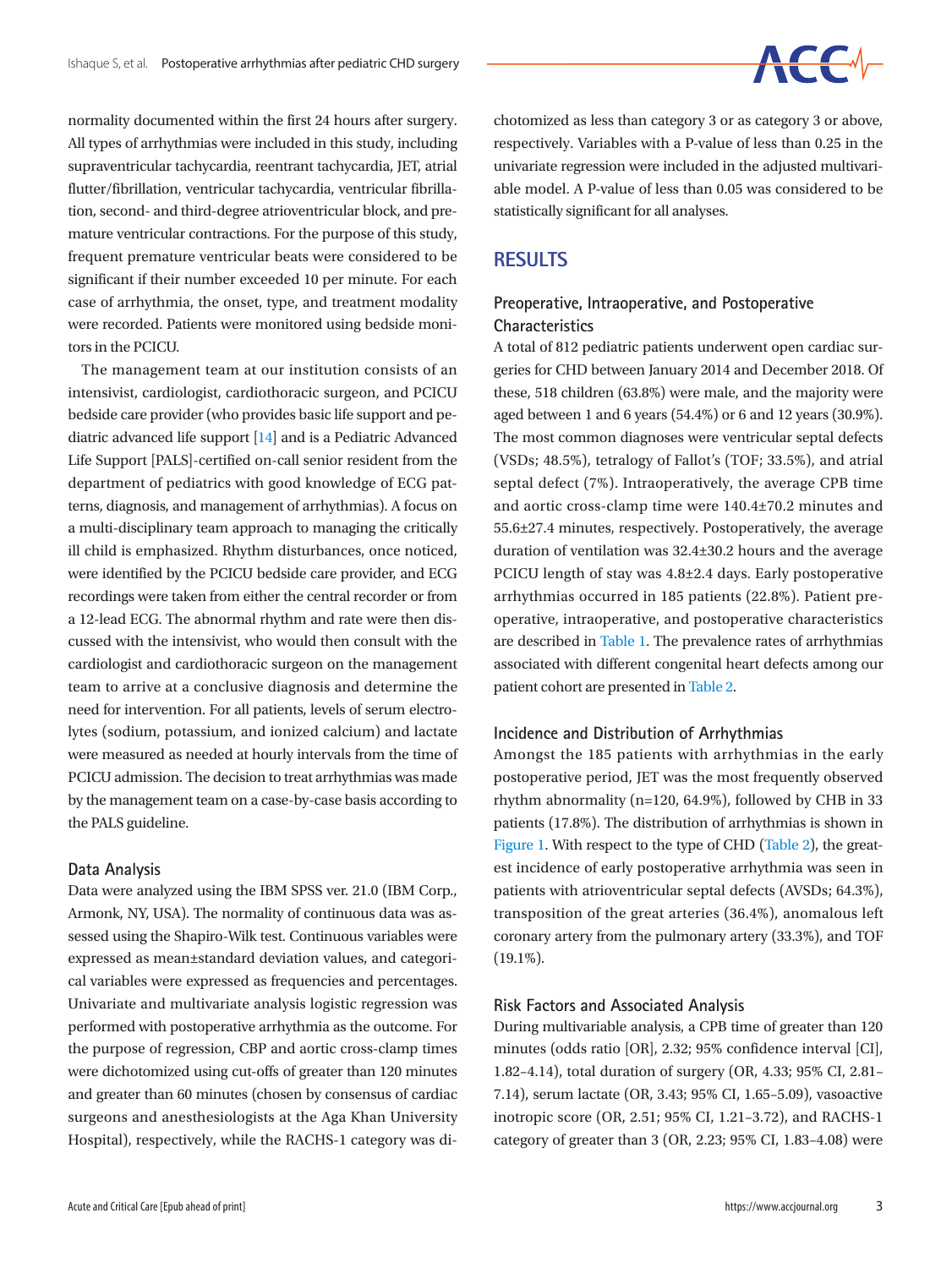normality documented within the first 24 hours after surgery. All types of arrhythmias were included in this study, including supraventricular tachycardia, reentrant tachycardia, JET, atrial flutter/fibrillation, ventricular tachycardia, ventricular fibrillation, second- and third-degree atrioventricular block, and premature ventricular contractions. For the purpose of this study, frequent premature ventricular beats were considered to be significant if their number exceeded 10 per minute. For each case of arrhythmia, the onset, type, and treatment modality were recorded. Patients were monitored using bedside monitors in the PCICU.

The management team at our institution consists of an intensivist, cardiologist, cardiothoracic surgeon, and PCICU bedside care provider (who provides basic life support and pediatric advanced life support [14] and is a Pediatric Advanced Life Support [PALS]-certified on-call senior resident from the department of pediatrics with good knowledge of ECG patterns, diagnosis, and management of arrhythmias). A focus on a multi-disciplinary team approach to managing the critically ill child is emphasized. Rhythm disturbances, once noticed, were identified by the PCICU bedside care provider, and ECG recordings were taken from either the central recorder or from a 12-lead ECG. The abnormal rhythm and rate were then discussed with the intensivist, who would then consult with the cardiologist and cardiothoracic surgeon on the management team to arrive at a conclusive diagnosis and determine the need for intervention. For all patients, levels of serum electrolytes (sodium, potassium, and ionized calcium) and lactate were measured as needed at hourly intervals from the time of PCICU admission. The decision to treat arrhythmias was made by the management team on a case-by-case basis according to the PALS guideline.

### Data Analysis

Data were analyzed using the IBM SPSS ver. 21.0 (IBM Corp., Armonk, NY, USA). The normality of continuous data was assessed using the Shapiro-Wilk test. Continuous variables were expressed as mean±standard deviation values, and categorical variables were expressed as frequencies and percentages. Univariate and multivariate analysis logistic regression was performed with postoperative arrhythmia as the outcome. For the purpose of regression, CBP and aortic cross-clamp times were dichotomized using cut-offs of greater than 120 minutes and greater than 60 minutes (chosen by consensus of cardiac surgeons and anesthesiologists at the Aga Khan University Hospital), respectively, while the RACHS-1 category was dichotomized as less than category 3 or as category 3 or above, respectively. Variables with a P-value of less than 0.25 in the univariate regression were included in the adjusted multivariable model. A P-value of less than 0.05 was considered to be statistically significant for all analyses.

## RESULTS

### Preoperative, Intraoperative, and Postoperative Characteristics

A total of 812 pediatric patients underwent open cardiac surgeries for CHD between January 2014 and December 2018. Of these, 518 children (63.8%) were male, and the majority were aged between 1 and 6 years (54.4%) or 6 and 12 years (30.9%). The most common diagnoses were ventricular septal defects (VSDs; 48.5%), tetralogy of Fallot's (TOF; 33.5%), and atrial septal defect (7%). Intraoperatively, the average CPB time and aortic cross-clamp time were 140.4±70.2 minutes and 55.6±27.4 minutes, respectively. Postoperatively, the average duration of ventilation was 32.4±30.2 hours and the average PCICU length of stay was 4.8±2.4 days. Early postoperative arrhythmias occurred in 185 patients (22.8%). Patient preoperative, intraoperative, and postoperative characteristics are described in Table 1. The prevalence rates of arrhythmias associated with different congenital heart defects among our patient cohort are presented in Table 2.

### Incidence and Distribution of Arrhythmias

Amongst the 185 patients with arrhythmias in the early postoperative period, JET was the most frequently observed rhythm abnormality (n=120, 64.9%), followed by CHB in 33 patients (17.8%). The distribution of arrhythmias is shown in Figure 1. With respect to the type of CHD (Table 2), the greatest incidence of early postoperative arrhythmia was seen in patients with atrioventricular septal defects (AVSDs; 64.3%), transposition of the great arteries (36.4%), anomalous left coronary artery from the pulmonary artery (33.3%), and TOF (19.1%).

### Risk Factors and Associated Analysis

During multivariable analysis, a CPB time of greater than 120 minutes (odds ratio [OR], 2.32; 95% confidence interval [CI], 1.82–4.14), total duration of surgery (OR, 4.33; 95% CI, 2.81–7.14), serum lactate (OR, 3.43; 95% CI, 1.65–5.09), vasoactive inotropic score (OR, 2.51; 95% CI, 1.21–3.72), and RACHS-1 category of greater than 3 (OR, 2.23; 95% CI, 1.83–4.08) were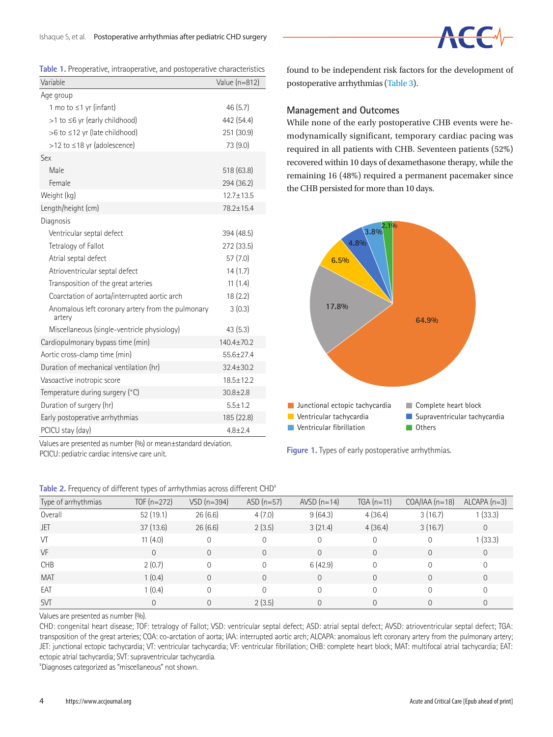**Table 1.** Preoperative, intraoperative, and postoperative characteristics

| Variable | Value (n=812) |
|---|---|
| Age group | |
| 1 mo to ≤1 yr (infant) | 46 (5.7) |
| >1 to ≤6 yr (early childhood) | 442 (54.4) |
| >6 to ≤12 yr (late childhood) | 251 (30.9) |
| >12 to ≤18 yr (adolescence) | 73 (9.0) |
| Sex | |
| Male | 518 (63.8) |
| Female | 294 (36.2) |
| Weight (kg) | 12.7±13.5 |
| Length/height (cm) | 78.2±15.4 |
| Diagnosis | |
| Ventricular septal defect | 394 (48.5) |
| Tetralogy of Fallot | 272 (33.5) |
| Atrial septal defect | 57 (7.0) |
| Atrioventricular septal defect | 14 (1.7) |
| Transposition of the great arteries | 11 (1.4) |
| Coarctation of aorta/interrupted aortic arch | 18 (2.2) |
| Anomalous left coronary artery from the pulmonary artery | 3 (0.3) |
| Miscellaneous (single-ventricle physiology) | 43 (5.3) |
| Cardiopulmonary bypass time (min) | 140.4±70.2 |
| Aortic cross-clamp time (min) | 55.6±27.4 |
| Duration of mechanical ventilation (hr) | 32.4±30.2 |
| Vasoactive inotropic score | 18.5±12.2 |
| Temperature during surgery (°C) | 30.8±2.8 |
| Duration of surgery (hr) | 5.5±1.2 |
| Early postoperative arrhythmias | 185 (22.8) |
| PCICU stay (day) | 4.8±2.4 |

Values are presented as number (%) or mean±standard deviation.
PCICU: pediatric cardiac intensive care unit.

found to be independent risk factors for the development of postoperative arrhythmias (Table 3).

### Management and Outcomes

While none of the early postoperative CHB events were hemodynamically significant, temporary cardiac pacing was required in all patients with CHB. Seventeen patients (52%) recovered within 10 days of dexamethasone therapy, while the remaining 16 (48%) required a permanent pacemaker since the CHB persisted for more than 10 days.

**Figure 1.** Types of early postoperative arrhythmias.

**Table 2.** Frequency of different types of arrhythmias across different CHD[a]

| Type of arrhythmias | TOF (n=272) | VSD (n=394) | ASD (n=57) | AVSD (n=14) | TGA (n=11) | COA/IAA (n=18) | ALCAPA (n=3) |
|---|---|---|---|---|---|---|---|
| Overall | 52 (19.1) | 26 (6.6) | 4 (7.0) | 9 (64.3) | 4 (36.4) | 3 (16.7) | 1 (33.3) |
| JET | 37 (13.6) | 26 (6.6) | 2 (3.5) | 3 (21.4) | 4 (36.4) | 3 (16.7) | 0 |
| VT | 11 (4.0) | 0 | 0 | 0 | 0 | 0 | 1 (33.3) |
| VF | 0 | 0 | 0 | 0 | 0 | 0 | 0 |
| CHB | 2 (0.7) | 0 | 0 | 6 (42.9) | 0 | 0 | 0 |
| MAT | 1 (0.4) | 0 | 0 | 0 | 0 | 0 | 0 |
| EAT | 1 (0.4) | 0 | 0 | 0 | 0 | 0 | 0 |
| SVT | 0 | 0 | 2 (3.5) | 0 | 0 | 0 | 0 |

Values are presented as number (%).
CHD: congenital heart disease; TOF: tetralogy of Fallot; VSD: ventricular septal defect; ASD: atrial septal defect; AVSD: atrioventricular septal defect; TGA: transposition of the great arteries; COA: co-arctation of aorta; IAA: interrupted aortic arch; ALCAPA: anomalous left coronary artery from the pulmonary artery; JET: junctional ectopic tachycardia; VT: ventricular tachycardia; VF: ventricular fibrillation; CHB: complete heart block; MAT: multifocal atrial tachycardia; EAT: ectopic atrial tachycardia; SVT: supraventricular tachycardia.
[a]Diagnoses categorized as "miscellaneous" not shown.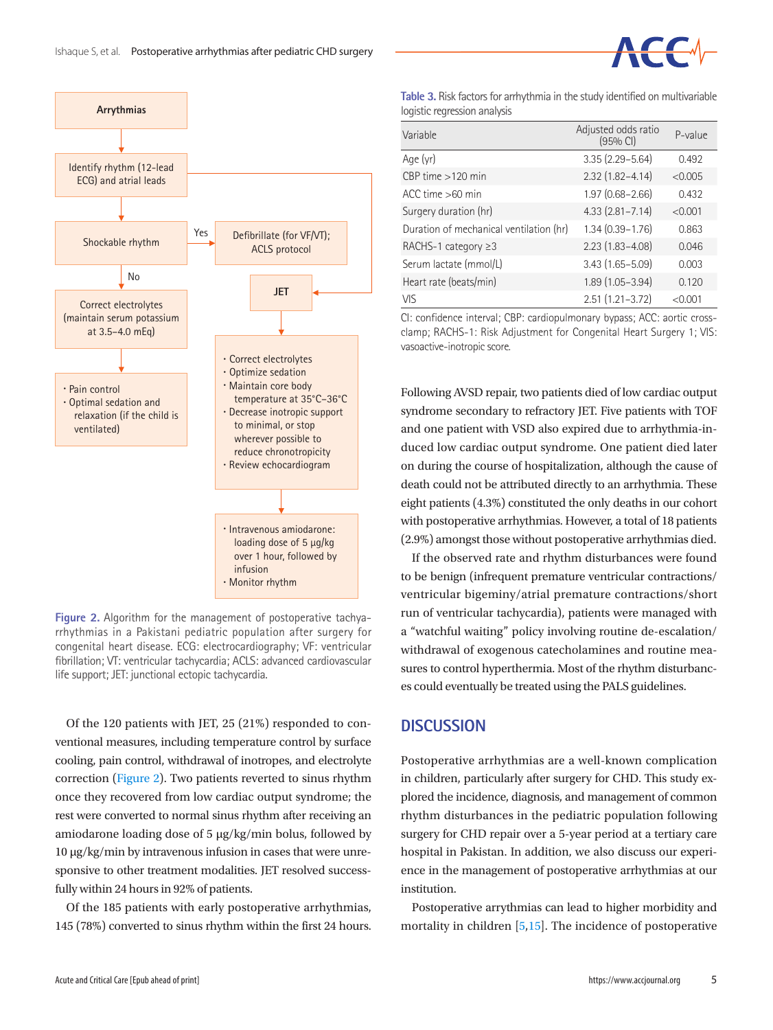Arrythmias

Identify rhythm (12-lead ECG) and atrial leads

Shockable rhythm

Yes → Defibrillate (for VF/VT); ACLS protocol

No

Correct electrolytes (maintain serum potassium at 3.5–4.0 mEq)

- Pain control
- Optimal sedation and relaxation (if the child is ventilated)

JET

- Correct electrolytes
- Optimize sedation
- Maintain core body temperature at 35°C–36°C
- Decrease inotropic support to minimal, or stop wherever possible to reduce chronotropicity
- Review echocardiogram

- Intravenous amiodarone: loading dose of 5 μg/kg over 1 hour, followed by infusion
- Monitor rhythm

**Figure 2.** Algorithm for the management of postoperative tachyarrhythmias in a Pakistani pediatric population after surgery for congenital heart disease. ECG: electrocardiography; VF: ventricular fibrillation; VT: ventricular tachycardia; ACLS: advanced cardiovascular life support; JET: junctional ectopic tachycardia.

Of the 120 patients with JET, 25 (21%) responded to conventional measures, including temperature control by surface cooling, pain control, withdrawal of inotropes, and electrolyte correction (Figure 2). Two patients reverted to sinus rhythm once they recovered from low cardiac output syndrome; the rest were converted to normal sinus rhythm after receiving an amiodarone loading dose of 5 μg/kg/min bolus, followed by 10 μg/kg/min by intravenous infusion in cases that were unresponsive to other treatment modalities. JET resolved successfully within 24 hours in 92% of patients.

Of the 185 patients with early postoperative arrhythmias, 145 (78%) converted to sinus rhythm within the first 24 hours.

**Table 3.** Risk factors for arrhythmia in the study identified on multivariable logistic regression analysis

| Variable | Adjusted odds ratio (95% CI) | P-value |
|---|---|---|
| Age (yr) | 3.35 (2.29–5.64) | 0.492 |
| CBP time >120 min | 2.32 (1.82–4.14) | <0.005 |
| ACC time >60 min | 1.97 (0.68–2.66) | 0.432 |
| Surgery duration (hr) | 4.33 (2.81–7.14) | <0.001 |
| Duration of mechanical ventilation (hr) | 1.34 (0.39–1.76) | 0.863 |
| RACHS-1 category ≥3 | 2.23 (1.83–4.08) | 0.046 |
| Serum lactate (mmol/L) | 3.43 (1.65–5.09) | 0.003 |
| Heart rate (beats/min) | 1.89 (1.05–3.94) | 0.120 |
| VIS | 2.51 (1.21–3.72) | <0.001 |

CI: confidence interval; CBP: cardiopulmonary bypass; ACC: aortic cross-clamp; RACHS-1: Risk Adjustment for Congenital Heart Surgery 1; VIS: vasoactive-inotropic score.

Following AVSD repair, two patients died of low cardiac output syndrome secondary to refractory JET. Five patients with TOF and one patient with VSD also expired due to arrhythmia-induced low cardiac output syndrome. One patient died later on during the course of hospitalization, although the cause of death could not be attributed directly to an arrhythmia. These eight patients (4.3%) constituted the only deaths in our cohort with postoperative arrhythmias. However, a total of 18 patients (2.9%) amongst those without postoperative arrhythmias died.

If the observed rate and rhythm disturbances were found to be benign (infrequent premature ventricular contractions/ventricular bigeminy/atrial premature contractions/short run of ventricular tachycardia), patients were managed with a "watchful waiting" policy involving routine de-escalation/withdrawal of exogenous catecholamines and routine measures to control hyperthermia. Most of the rhythm disturbances could eventually be treated using the PALS guidelines.

## DISCUSSION

Postoperative arrhythmias are a well-known complication in children, particularly after surgery for CHD. This study explored the incidence, diagnosis, and management of common rhythm disturbances in the pediatric population following surgery for CHD repair over a 5-year period at a tertiary care hospital in Pakistan. In addition, we also discuss our experience in the management of postoperative arrhythmias at our institution.

Postoperative arrythmias can lead to higher morbidity and mortality in children [5,15]. The incidence of postoperative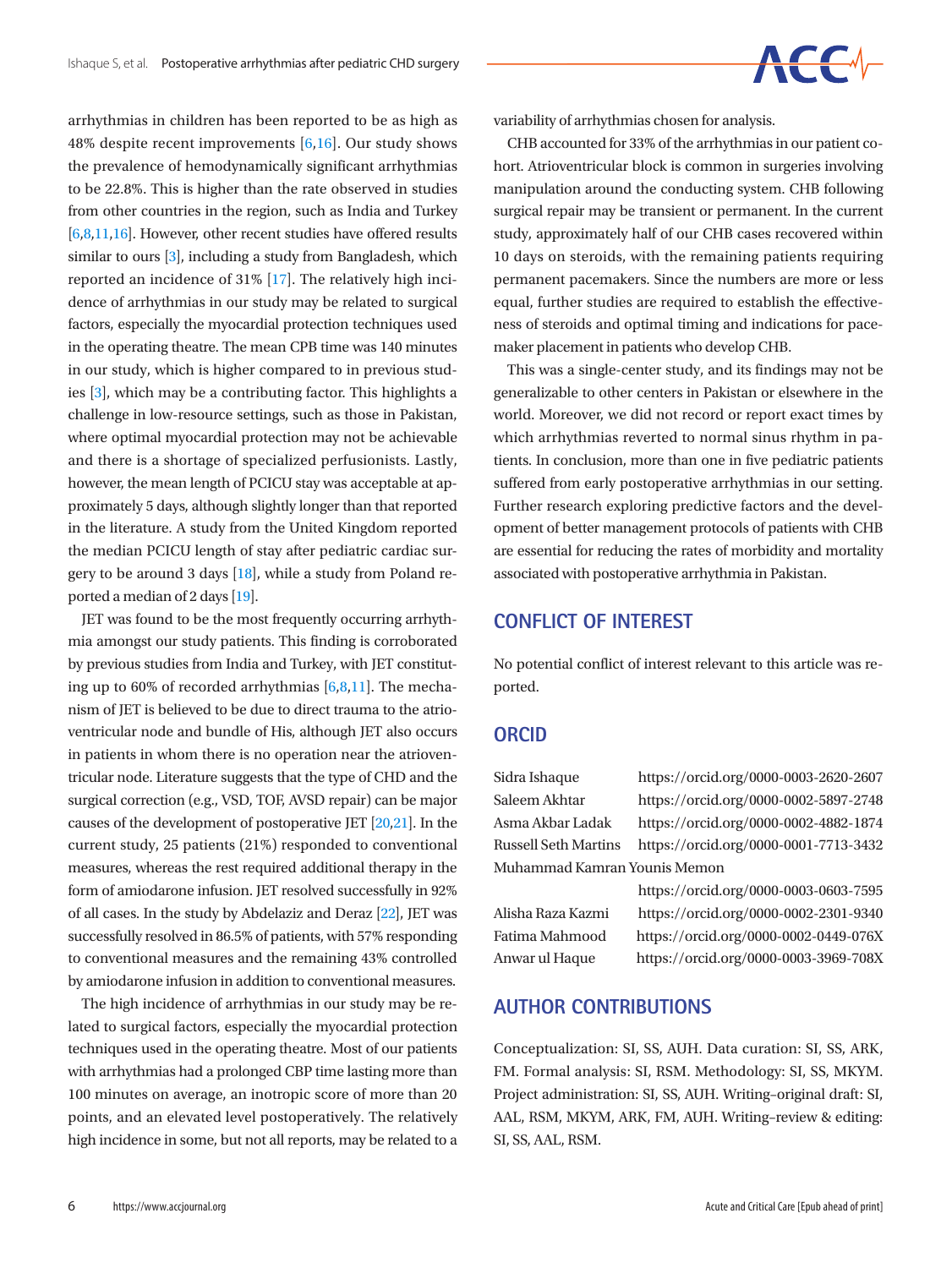arrhythmias in children has been reported to be as high as 48% despite recent improvements [6,16]. Our study shows the prevalence of hemodynamically significant arrhythmias to be 22.8%. This is higher than the rate observed in studies from other countries in the region, such as India and Turkey [6,8,11,16]. However, other recent studies have offered results similar to ours [3], including a study from Bangladesh, which reported an incidence of 31% [17]. The relatively high incidence of arrhythmias in our study may be related to surgical factors, especially the myocardial protection techniques used in the operating theatre. The mean CPB time was 140 minutes in our study, which is higher compared to in previous studies [3], which may be a contributing factor. This highlights a challenge in low-resource settings, such as those in Pakistan, where optimal myocardial protection may not be achievable and there is a shortage of specialized perfusionists. Lastly, however, the mean length of PCICU stay was acceptable at approximately 5 days, although slightly longer than that reported in the literature. A study from the United Kingdom reported the median PCICU length of stay after pediatric cardiac surgery to be around 3 days [18], while a study from Poland reported a median of 2 days [19].

JET was found to be the most frequently occurring arrhythmia amongst our study patients. This finding is corroborated by previous studies from India and Turkey, with JET constituting up to 60% of recorded arrhythmias [6,8,11]. The mechanism of JET is believed to be due to direct trauma to the atrioventricular node and bundle of His, although JET also occurs in patients in whom there is no operation near the atrioventricular node. Literature suggests that the type of CHD and the surgical correction (e.g., VSD, TOF, AVSD repair) can be major causes of the development of postoperative JET [20,21]. In the current study, 25 patients (21%) responded to conventional measures, whereas the rest required additional therapy in the form of amiodarone infusion. JET resolved successfully in 92% of all cases. In the study by Abdelaziz and Deraz [22], JET was successfully resolved in 86.5% of patients, with 57% responding to conventional measures and the remaining 43% controlled by amiodarone infusion in addition to conventional measures.

The high incidence of arrhythmias in our study may be related to surgical factors, especially the myocardial protection techniques used in the operating theatre. Most of our patients with arrhythmias had a prolonged CBP time lasting more than 100 minutes on average, an inotropic score of more than 20 points, and an elevated level postoperatively. The relatively high incidence in some, but not all reports, may be related to a variability of arrhythmias chosen for analysis.

CHB accounted for 33% of the arrhythmias in our patient cohort. Atrioventricular block is common in surgeries involving manipulation around the conducting system. CHB following surgical repair may be transient or permanent. In the current study, approximately half of our CHB cases recovered within 10 days on steroids, with the remaining patients requiring permanent pacemakers. Since the numbers are more or less equal, further studies are required to establish the effectiveness of steroids and optimal timing and indications for pacemaker placement in patients who develop CHB.

This was a single-center study, and its findings may not be generalizable to other centers in Pakistan or elsewhere in the world. Moreover, we did not record or report exact times by which arrhythmias reverted to normal sinus rhythm in patients. In conclusion, more than one in five pediatric patients suffered from early postoperative arrhythmias in our setting. Further research exploring predictive factors and the development of better management protocols of patients with CHB are essential for reducing the rates of morbidity and mortality associated with postoperative arrhythmia in Pakistan.

## CONFLICT OF INTEREST

No potential conflict of interest relevant to this article was reported.

## ORCID

| | |
|---|---|
| Sidra Ishaque | https://orcid.org/0000-0003-2620-2607 |
| Saleem Akhtar | https://orcid.org/0000-0002-5897-2748 |
| Asma Akbar Ladak | https://orcid.org/0000-0002-4882-1874 |
| Russell Seth Martins | https://orcid.org/0000-0001-7713-3432 |
| Muhammad Kamran Younis Memon | https://orcid.org/0000-0003-0603-7595 |
| Alisha Raza Kazmi | https://orcid.org/0000-0002-2301-9340 |
| Fatima Mahmood | https://orcid.org/0000-0002-0449-076X |
| Anwar ul Haque | https://orcid.org/0000-0003-3969-708X |

## AUTHOR CONTRIBUTIONS

Conceptualization: SI, SS, AUH. Data curation: SI, SS, ARK, FM. Formal analysis: SI, RSM. Methodology: SI, SS, MKYM. Project administration: SI, SS, AUH. Writing–original draft: SI, AAL, RSM, MKYM, ARK, FM, AUH. Writing–review & editing: SI, SS, AAL, RSM.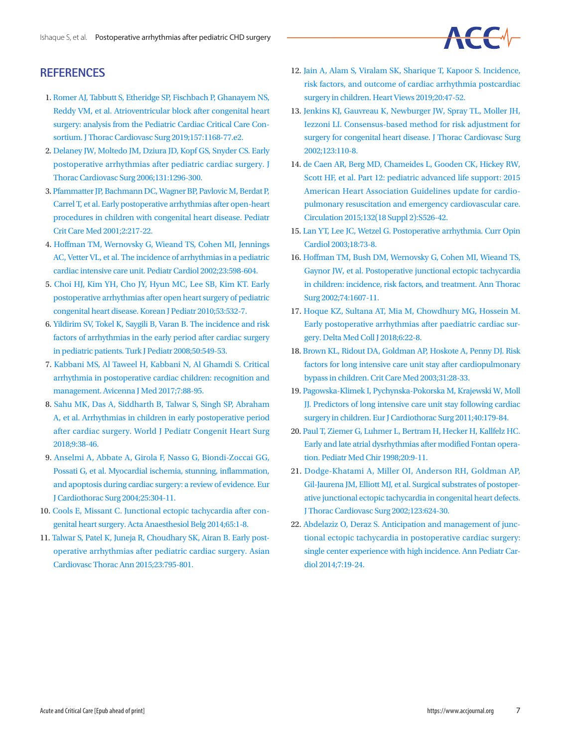## REFERENCES

1. Romer AJ, Tabbutt S, Etheridge SP, Fischbach P, Ghanayem NS, Reddy VM, et al. Atrioventricular block after congenital heart surgery: analysis from the Pediatric Cardiac Critical Care Consortium. J Thorac Cardiovasc Surg 2019;157:1168-77.e2.
2. Delaney JW, Moltedo JM, Dziura JD, Kopf GS, Snyder CS. Early postoperative arrhythmias after pediatric cardiac surgery. J Thorac Cardiovasc Surg 2006;131:1296-300.
3. Pfammatter JP, Bachmann DC, Wagner BP, Pavlovic M, Berdat P, Carrel T, et al. Early postoperative arrhythmias after open-heart procedures in children with congenital heart disease. Pediatr Crit Care Med 2001;2:217-22.
4. Hoffman TM, Wernovsky G, Wieand TS, Cohen MI, Jennings AC, Vetter VL, et al. The incidence of arrhythmias in a pediatric cardiac intensive care unit. Pediatr Cardiol 2002;23:598-604.
5. Choi HJ, Kim YH, Cho JY, Hyun MC, Lee SB, Kim KT. Early postoperative arrhythmias after open heart surgery of pediatric congenital heart disease. Korean J Pediatr 2010;53:532-7.
6. Yildirim SV, Tokel K, Saygili B, Varan B. The incidence and risk factors of arrhythmias in the early period after cardiac surgery in pediatric patients. Turk J Pediatr 2008;50:549-53.
7. Kabbani MS, Al Taweel H, Kabbani N, Al Ghamdi S. Critical arrhythmia in postoperative cardiac children: recognition and management. Avicenna J Med 2017;7:88-95.
8. Sahu MK, Das A, Siddharth B, Talwar S, Singh SP, Abraham A, et al. Arrhythmias in children in early postoperative period after cardiac surgery. World J Pediatr Congenit Heart Surg 2018;9:38-46.
9. Anselmi A, Abbate A, Girola F, Nasso G, Biondi-Zoccai GG, Possati G, et al. Myocardial ischemia, stunning, inflammation, and apoptosis during cardiac surgery: a review of evidence. Eur J Cardiothorac Surg 2004;25:304-11.
10. Cools E, Missant C. Junctional ectopic tachycardia after congenital heart surgery. Acta Anaesthesiol Belg 2014;65:1-8.
11. Talwar S, Patel K, Juneja R, Choudhary SK, Airan B. Early postoperative arrhythmias after pediatric cardiac surgery. Asian Cardiovasc Thorac Ann 2015;23:795-801.
12. Jain A, Alam S, Viralam SK, Sharique T, Kapoor S. Incidence, risk factors, and outcome of cardiac arrhythmia postcardiac surgery in children. Heart Views 2019;20:47-52.
13. Jenkins KJ, Gauvreau K, Newburger JW, Spray TL, Moller JH, Iezzoni LI. Consensus-based method for risk adjustment for surgery for congenital heart disease. J Thorac Cardiovasc Surg 2002;123:110-8.
14. de Caen AR, Berg MD, Chameides L, Gooden CK, Hickey RW, Scott HF, et al. Part 12: pediatric advanced life support: 2015 American Heart Association Guidelines update for cardiopulmonary resuscitation and emergency cardiovascular care. Circulation 2015;132(18 Suppl 2):S526-42.
15. Lan YT, Lee JC, Wetzel G. Postoperative arrhythmia. Curr Opin Cardiol 2003;18:73-8.
16. Hoffman TM, Bush DM, Wernovsky G, Cohen MI, Wieand TS, Gaynor JW, et al. Postoperative junctional ectopic tachycardia in children: incidence, risk factors, and treatment. Ann Thorac Surg 2002;74:1607-11.
17. Hoque KZ, Sultana AT, Mia M, Chowdhury MG, Hossein M. Early postoperative arrhythmias after paediatric cardiac surgery. Delta Med Coll J 2018;6:22-8.
18. Brown KL, Ridout DA, Goldman AP, Hoskote A, Penny DJ. Risk factors for long intensive care unit stay after cardiopulmonary bypass in children. Crit Care Med 2003;31:28-33.
19. Pagowska-Klimek I, Pychynska-Pokorska M, Krajewski W, Moll JJ. Predictors of long intensive care unit stay following cardiac surgery in children. Eur J Cardiothorac Surg 2011;40:179-84.
20. Paul T, Ziemer G, Luhmer L, Bertram H, Hecker H, Kallfelz HC. Early and late atrial dysrhythmias after modified Fontan operation. Pediatr Med Chir 1998;20:9-11.
21. Dodge-Khatami A, Miller OI, Anderson RH, Goldman AP, Gil-Jaurena JM, Elliott MJ, et al. Surgical substrates of postoperative junctional ectopic tachycardia in congenital heart defects. J Thorac Cardiovasc Surg 2002;123:624-30.
22. Abdelaziz O, Deraz S. Anticipation and management of junctional ectopic tachycardia in postoperative cardiac surgery: single center experience with high incidence. Ann Pediatr Cardiol 2014;7:19-24.